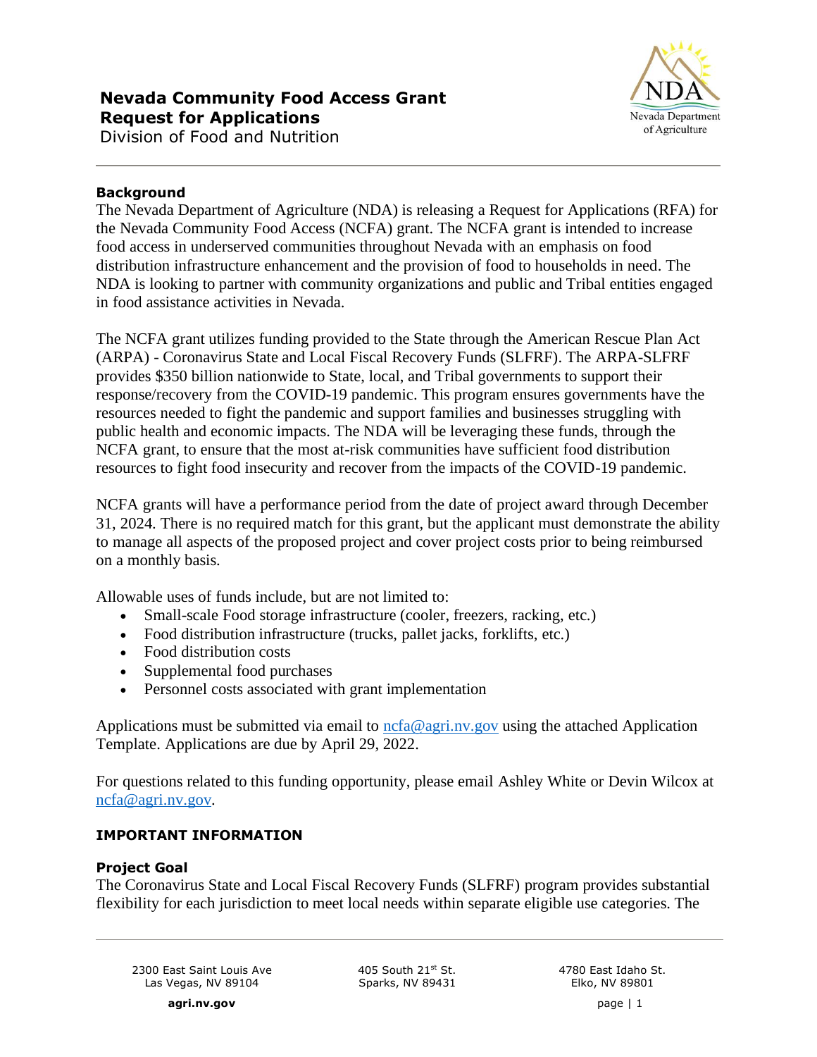# Nevada Community Food Access Grant
# Request for Applications

Division of Food and Nutrition

### Background

The Nevada Department of Agriculture (NDA) is releasing a Request for Applications (RFA) for the Nevada Community Food Access (NCFA) grant. The NCFA grant is intended to increase food access in underserved communities throughout Nevada with an emphasis on food distribution infrastructure enhancement and the provision of food to households in need. The NDA is looking to partner with community organizations and public and Tribal entities engaged in food assistance activities in Nevada.

The NCFA grant utilizes funding provided to the State through the American Rescue Plan Act (ARPA) - Coronavirus State and Local Fiscal Recovery Funds (SLFRF). The ARPA-SLFRF provides $350 billion nationwide to State, local, and Tribal governments to support their response/recovery from the COVID-19 pandemic. This program ensures governments have the resources needed to fight the pandemic and support families and businesses struggling with public health and economic impacts. The NDA will be leveraging these funds, through the NCFA grant, to ensure that the most at-risk communities have sufficient food distribution resources to fight food insecurity and recover from the impacts of the COVID-19 pandemic.

NCFA grants will have a performance period from the date of project award through December 31, 2024. There is no required match for this grant, but the applicant must demonstrate the ability to manage all aspects of the proposed project and cover project costs prior to being reimbursed on a monthly basis.

Allowable uses of funds include, but are not limited to:

- Small-scale Food storage infrastructure (cooler, freezers, racking, etc.)
- Food distribution infrastructure (trucks, pallet jacks, forklifts, etc.)
- Food distribution costs
- Supplemental food purchases
- Personnel costs associated with grant implementation

Applications must be submitted via email to [ncfa@agri.nv.gov](mailto:ncfa@agri.nv.gov) using the attached Application Template. Applications are due by April 29, 2022.

For questions related to this funding opportunity, please email Ashley White or Devin Wilcox at [ncfa@agri.nv.gov](mailto:ncfa@agri.nv.gov).

### IMPORTANT INFORMATION

### Project Goal

The Coronavirus State and Local Fiscal Recovery Funds (SLFRF) program provides substantial flexibility for each jurisdiction to meet local needs within separate eligible use categories. The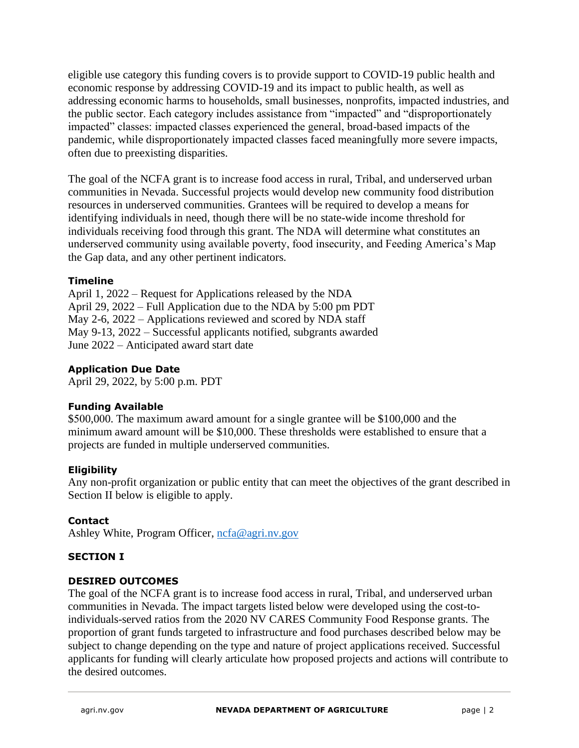eligible use category this funding covers is to provide support to COVID-19 public health and economic response by addressing COVID-19 and its impact to public health, as well as addressing economic harms to households, small businesses, nonprofits, impacted industries, and the public sector. Each category includes assistance from "impacted" and "disproportionately impacted" classes: impacted classes experienced the general, broad-based impacts of the pandemic, while disproportionately impacted classes faced meaningfully more severe impacts, often due to preexisting disparities.

The goal of the NCFA grant is to increase food access in rural, Tribal, and underserved urban communities in Nevada. Successful projects would develop new community food distribution resources in underserved communities. Grantees will be required to develop a means for identifying individuals in need, though there will be no state-wide income threshold for individuals receiving food through this grant. The NDA will determine what constitutes an underserved community using available poverty, food insecurity, and Feeding America's Map the Gap data, and any other pertinent indicators.

**Timeline**

April 1, 2022 – Request for Applications released by the NDA
April 29, 2022 – Full Application due to the NDA by 5:00 pm PDT
May 2-6, 2022 – Applications reviewed and scored by NDA staff
May 9-13, 2022 – Successful applicants notified, subgrants awarded
June 2022 – Anticipated award start date

**Application Due Date**

April 29, 2022, by 5:00 p.m. PDT

**Funding Available**

$500,000. The maximum award amount for a single grantee will be $100,000 and the minimum award amount will be $10,000. These thresholds were established to ensure that a projects are funded in multiple underserved communities.

**Eligibility**

Any non-profit organization or public entity that can meet the objectives of the grant described in Section II below is eligible to apply.

**Contact**

Ashley White, Program Officer, ncfa@agri.nv.gov

## SECTION I

### DESIRED OUTCOMES

The goal of the NCFA grant is to increase food access in rural, Tribal, and underserved urban communities in Nevada. The impact targets listed below were developed using the cost-to-individuals-served ratios from the 2020 NV CARES Community Food Response grants. The proportion of grant funds targeted to infrastructure and food purchases described below may be subject to change depending on the type and nature of project applications received. Successful applicants for funding will clearly articulate how proposed projects and actions will contribute to the desired outcomes.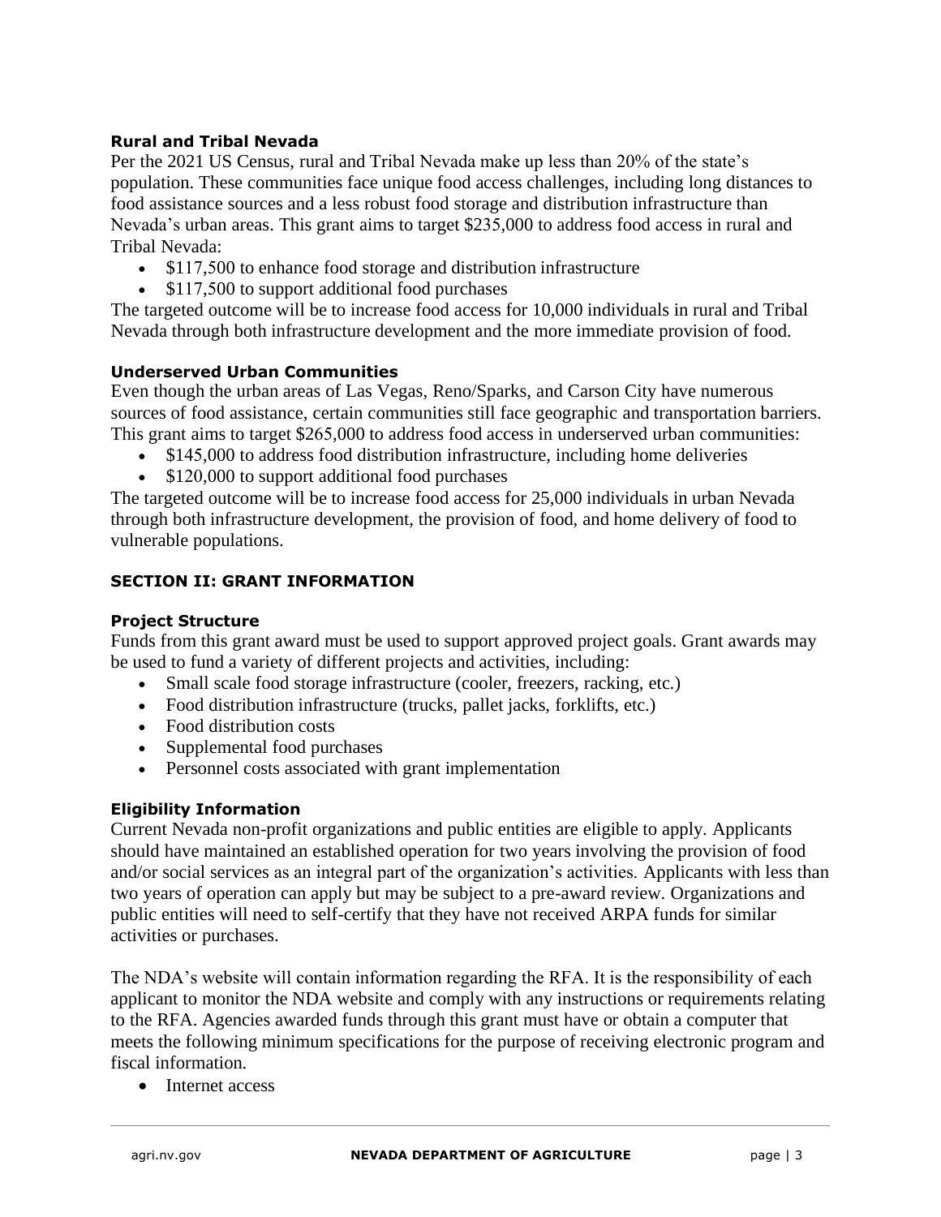### Rural and Tribal Nevada

Per the 2021 US Census, rural and Tribal Nevada make up less than 20% of the state's population. These communities face unique food access challenges, including long distances to food assistance sources and a less robust food storage and distribution infrastructure than Nevada's urban areas. This grant aims to target $235,000 to address food access in rural and Tribal Nevada:

- $117,500 to enhance food storage and distribution infrastructure
- $117,500 to support additional food purchases

The targeted outcome will be to increase food access for 10,000 individuals in rural and Tribal Nevada through both infrastructure development and the more immediate provision of food.

### Underserved Urban Communities

Even though the urban areas of Las Vegas, Reno/Sparks, and Carson City have numerous sources of food assistance, certain communities still face geographic and transportation barriers. This grant aims to target $265,000 to address food access in underserved urban communities:

- $145,000 to address food distribution infrastructure, including home deliveries
- $120,000 to support additional food purchases

The targeted outcome will be to increase food access for 25,000 individuals in urban Nevada through both infrastructure development, the provision of food, and home delivery of food to vulnerable populations.

## SECTION II: GRANT INFORMATION

### Project Structure

Funds from this grant award must be used to support approved project goals. Grant awards may be used to fund a variety of different projects and activities, including:

- Small scale food storage infrastructure (cooler, freezers, racking, etc.)
- Food distribution infrastructure (trucks, pallet jacks, forklifts, etc.)
- Food distribution costs
- Supplemental food purchases
- Personnel costs associated with grant implementation

### Eligibility Information

Current Nevada non-profit organizations and public entities are eligible to apply. Applicants should have maintained an established operation for two years involving the provision of food and/or social services as an integral part of the organization's activities. Applicants with less than two years of operation can apply but may be subject to a pre-award review. Organizations and public entities will need to self-certify that they have not received ARPA funds for similar activities or purchases.

The NDA's website will contain information regarding the RFA. It is the responsibility of each applicant to monitor the NDA website and comply with any instructions or requirements relating to the RFA. Agencies awarded funds through this grant must have or obtain a computer that meets the following minimum specifications for the purpose of receiving electronic program and fiscal information.

- Internet access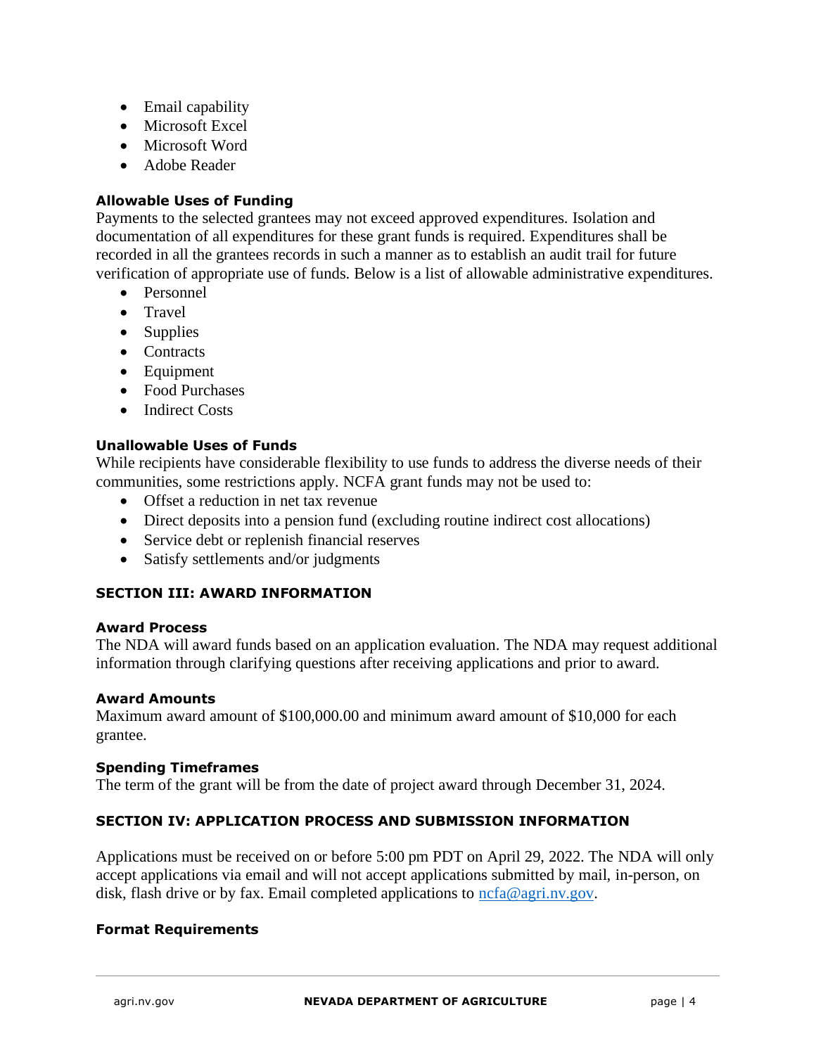- Email capability
- Microsoft Excel
- Microsoft Word
- Adobe Reader

### Allowable Uses of Funding

Payments to the selected grantees may not exceed approved expenditures. Isolation and documentation of all expenditures for these grant funds is required. Expenditures shall be recorded in all the grantees records in such a manner as to establish an audit trail for future verification of appropriate use of funds. Below is a list of allowable administrative expenditures.

- Personnel
- Travel
- Supplies
- Contracts
- Equipment
- Food Purchases
- Indirect Costs

### Unallowable Uses of Funds

While recipients have considerable flexibility to use funds to address the diverse needs of their communities, some restrictions apply. NCFA grant funds may not be used to:

- Offset a reduction in net tax revenue
- Direct deposits into a pension fund (excluding routine indirect cost allocations)
- Service debt or replenish financial reserves
- Satisfy settlements and/or judgments

## SECTION III: AWARD INFORMATION

### Award Process

The NDA will award funds based on an application evaluation. The NDA may request additional information through clarifying questions after receiving applications and prior to award.

### Award Amounts

Maximum award amount of $100,000.00 and minimum award amount of $10,000 for each grantee.

### Spending Timeframes

The term of the grant will be from the date of project award through December 31, 2024.

## SECTION IV: APPLICATION PROCESS AND SUBMISSION INFORMATION

Applications must be received on or before 5:00 pm PDT on April 29, 2022. The NDA will only accept applications via email and will not accept applications submitted by mail, in-person, on disk, flash drive or by fax. Email completed applications to [ncfa@agri.nv.gov](mailto:ncfa@agri.nv.gov).

### Format Requirements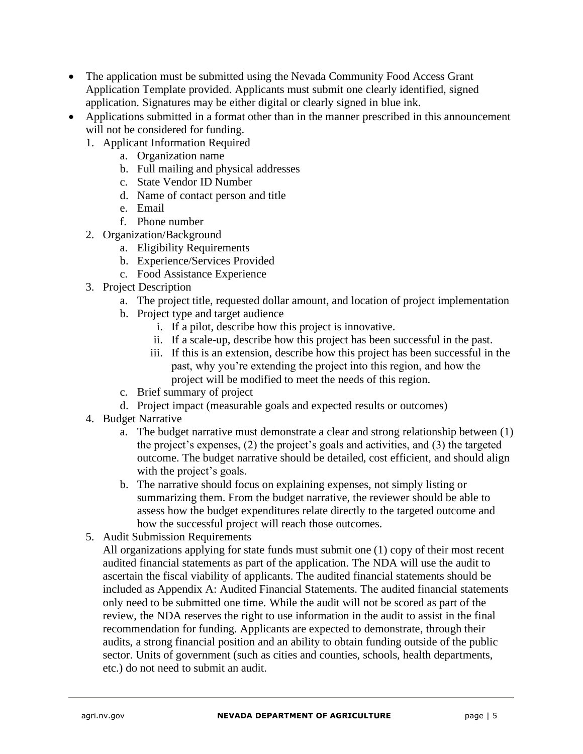- The application must be submitted using the Nevada Community Food Access Grant Application Template provided. Applicants must submit one clearly identified, signed application. Signatures may be either digital or clearly signed in blue ink.
- Applications submitted in a format other than in the manner prescribed in this announcement will not be considered for funding.
   1. Applicant Information Required
      a. Organization name
      b. Full mailing and physical addresses
      c. State Vendor ID Number
      d. Name of contact person and title
      e. Email
      f. Phone number
   2. Organization/Background
      a. Eligibility Requirements
      b. Experience/Services Provided
      c. Food Assistance Experience
   3. Project Description
      a. The project title, requested dollar amount, and location of project implementation
      b. Project type and target audience
         i. If a pilot, describe how this project is innovative.
         ii. If a scale-up, describe how this project has been successful in the past.
         iii. If this is an extension, describe how this project has been successful in the past, why you're extending the project into this region, and how the project will be modified to meet the needs of this region.
      c. Brief summary of project
      d. Project impact (measurable goals and expected results or outcomes)
   4. Budget Narrative
      a. The budget narrative must demonstrate a clear and strong relationship between (1) the project's expenses, (2) the project's goals and activities, and (3) the targeted outcome. The budget narrative should be detailed, cost efficient, and should align with the project's goals.
      b. The narrative should focus on explaining expenses, not simply listing or summarizing them. From the budget narrative, the reviewer should be able to assess how the budget expenditures relate directly to the targeted outcome and how the successful project will reach those outcomes.
   5. Audit Submission Requirements

      All organizations applying for state funds must submit one (1) copy of their most recent audited financial statements as part of the application. The NDA will use the audit to ascertain the fiscal viability of applicants. The audited financial statements should be included as Appendix A: Audited Financial Statements. The audited financial statements only need to be submitted one time. While the audit will not be scored as part of the review, the NDA reserves the right to use information in the audit to assist in the final recommendation for funding. Applicants are expected to demonstrate, through their audits, a strong financial position and an ability to obtain funding outside of the public sector. Units of government (such as cities and counties, schools, health departments, etc.) do not need to submit an audit.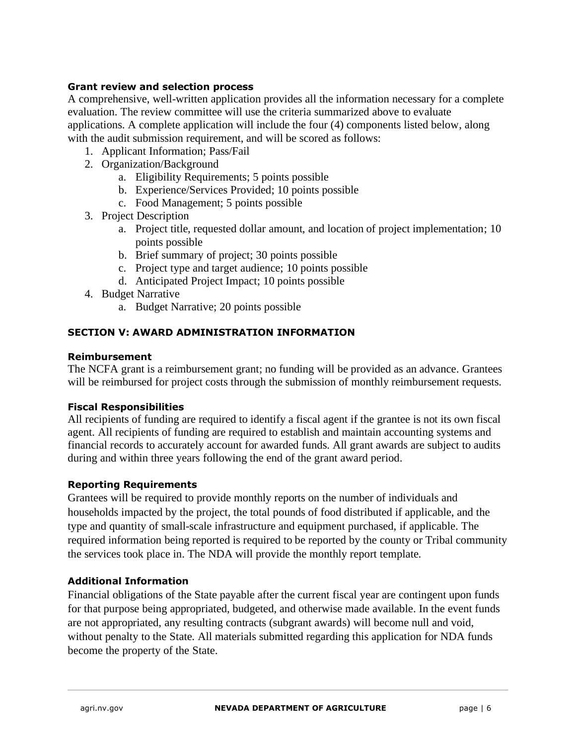#### Grant review and selection process

A comprehensive, well-written application provides all the information necessary for a complete evaluation. The review committee will use the criteria summarized above to evaluate applications. A complete application will include the four (4) components listed below, along with the audit submission requirement, and will be scored as follows:

1. Applicant Information; Pass/Fail
2. Organization/Background
   a. Eligibility Requirements; 5 points possible
   b. Experience/Services Provided; 10 points possible
   c. Food Management; 5 points possible
3. Project Description
   a. Project title, requested dollar amount, and location of project implementation; 10 points possible
   b. Brief summary of project; 30 points possible
   c. Project type and target audience; 10 points possible
   d. Anticipated Project Impact; 10 points possible
4. Budget Narrative
   a. Budget Narrative; 20 points possible

## SECTION V: AWARD ADMINISTRATION INFORMATION

#### Reimbursement

The NCFA grant is a reimbursement grant; no funding will be provided as an advance. Grantees will be reimbursed for project costs through the submission of monthly reimbursement requests.

#### Fiscal Responsibilities

All recipients of funding are required to identify a fiscal agent if the grantee is not its own fiscal agent. All recipients of funding are required to establish and maintain accounting systems and financial records to accurately account for awarded funds. All grant awards are subject to audits during and within three years following the end of the grant award period.

#### Reporting Requirements

Grantees will be required to provide monthly reports on the number of individuals and households impacted by the project, the total pounds of food distributed if applicable, and the type and quantity of small-scale infrastructure and equipment purchased, if applicable. The required information being reported is required to be reported by the county or Tribal community the services took place in. The NDA will provide the monthly report template.

#### Additional Information

Financial obligations of the State payable after the current fiscal year are contingent upon funds for that purpose being appropriated, budgeted, and otherwise made available. In the event funds are not appropriated, any resulting contracts (subgrant awards) will become null and void, without penalty to the State. All materials submitted regarding this application for NDA funds become the property of the State.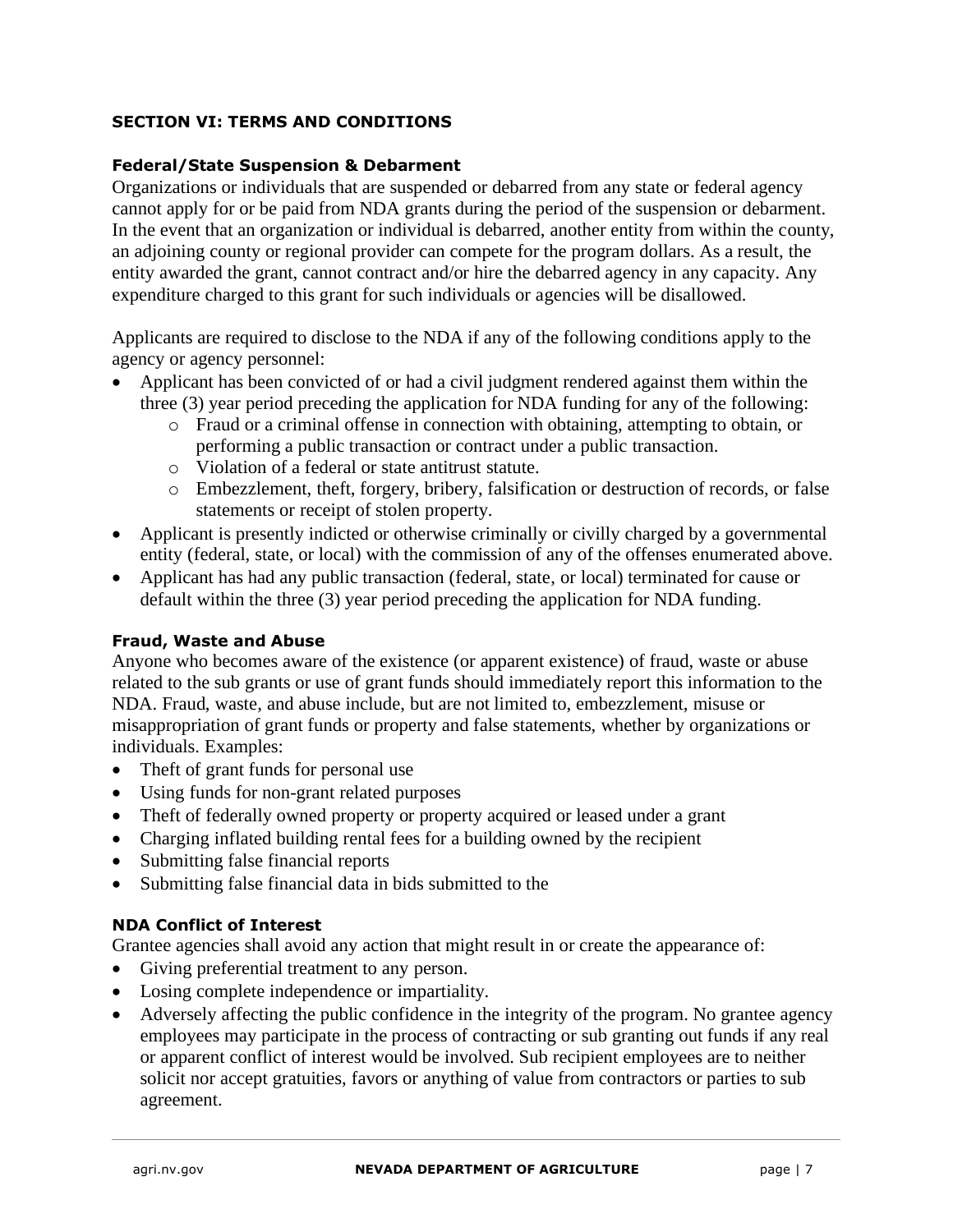## SECTION VI: TERMS AND CONDITIONS

### Federal/State Suspension & Debarment

Organizations or individuals that are suspended or debarred from any state or federal agency cannot apply for or be paid from NDA grants during the period of the suspension or debarment. In the event that an organization or individual is debarred, another entity from within the county, an adjoining county or regional provider can compete for the program dollars. As a result, the entity awarded the grant, cannot contract and/or hire the debarred agency in any capacity. Any expenditure charged to this grant for such individuals or agencies will be disallowed.

Applicants are required to disclose to the NDA if any of the following conditions apply to the agency or agency personnel:

- Applicant has been convicted of or had a civil judgment rendered against them within the three (3) year period preceding the application for NDA funding for any of the following:
  - Fraud or a criminal offense in connection with obtaining, attempting to obtain, or performing a public transaction or contract under a public transaction.
  - Violation of a federal or state antitrust statute.
  - Embezzlement, theft, forgery, bribery, falsification or destruction of records, or false statements or receipt of stolen property.
- Applicant is presently indicted or otherwise criminally or civilly charged by a governmental entity (federal, state, or local) with the commission of any of the offenses enumerated above.
- Applicant has had any public transaction (federal, state, or local) terminated for cause or default within the three (3) year period preceding the application for NDA funding.

### Fraud, Waste and Abuse

Anyone who becomes aware of the existence (or apparent existence) of fraud, waste or abuse related to the sub grants or use of grant funds should immediately report this information to the NDA. Fraud, waste, and abuse include, but are not limited to, embezzlement, misuse or misappropriation of grant funds or property and false statements, whether by organizations or individuals. Examples:

- Theft of grant funds for personal use
- Using funds for non-grant related purposes
- Theft of federally owned property or property acquired or leased under a grant
- Charging inflated building rental fees for a building owned by the recipient
- Submitting false financial reports
- Submitting false financial data in bids submitted to the

### NDA Conflict of Interest

Grantee agencies shall avoid any action that might result in or create the appearance of:

- Giving preferential treatment to any person.
- Losing complete independence or impartiality.
- Adversely affecting the public confidence in the integrity of the program. No grantee agency employees may participate in the process of contracting or sub granting out funds if any real or apparent conflict of interest would be involved. Sub recipient employees are to neither solicit nor accept gratuities, favors or anything of value from contractors or parties to sub agreement.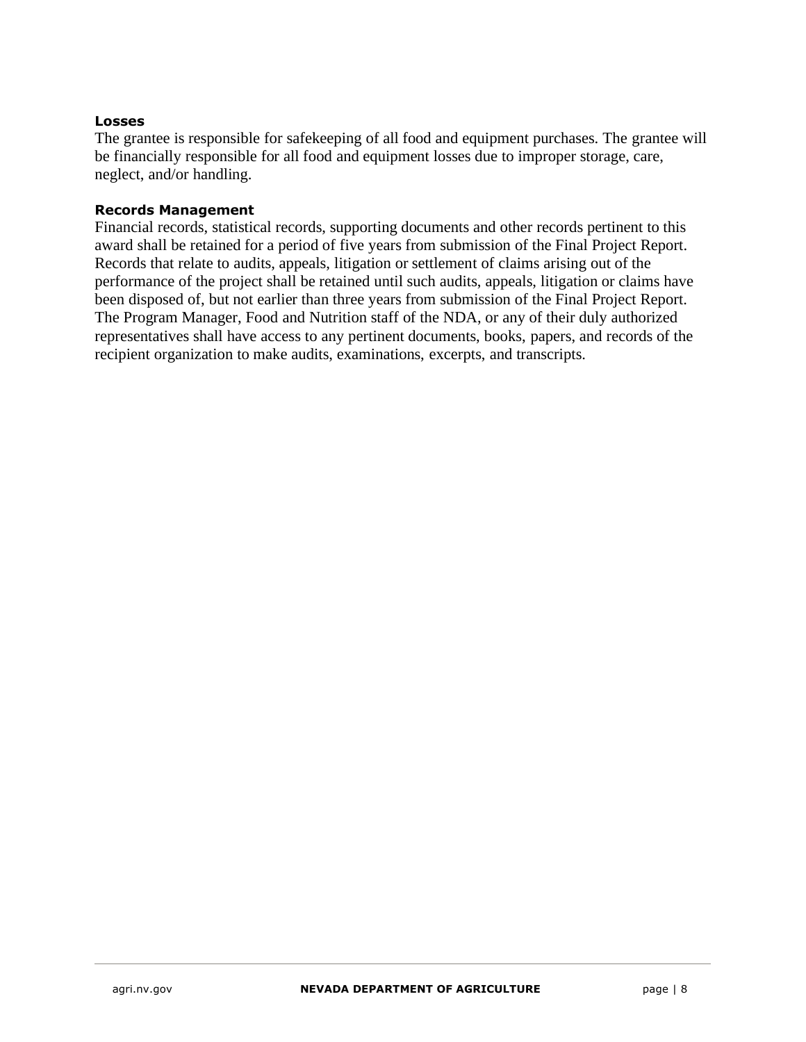**Losses**

The grantee is responsible for safekeeping of all food and equipment purchases. The grantee will be financially responsible for all food and equipment losses due to improper storage, care, neglect, and/or handling.

**Records Management**

Financial records, statistical records, supporting documents and other records pertinent to this award shall be retained for a period of five years from submission of the Final Project Report. Records that relate to audits, appeals, litigation or settlement of claims arising out of the performance of the project shall be retained until such audits, appeals, litigation or claims have been disposed of, but not earlier than three years from submission of the Final Project Report. The Program Manager, Food and Nutrition staff of the NDA, or any of their duly authorized representatives shall have access to any pertinent documents, books, papers, and records of the recipient organization to make audits, examinations, excerpts, and transcripts.